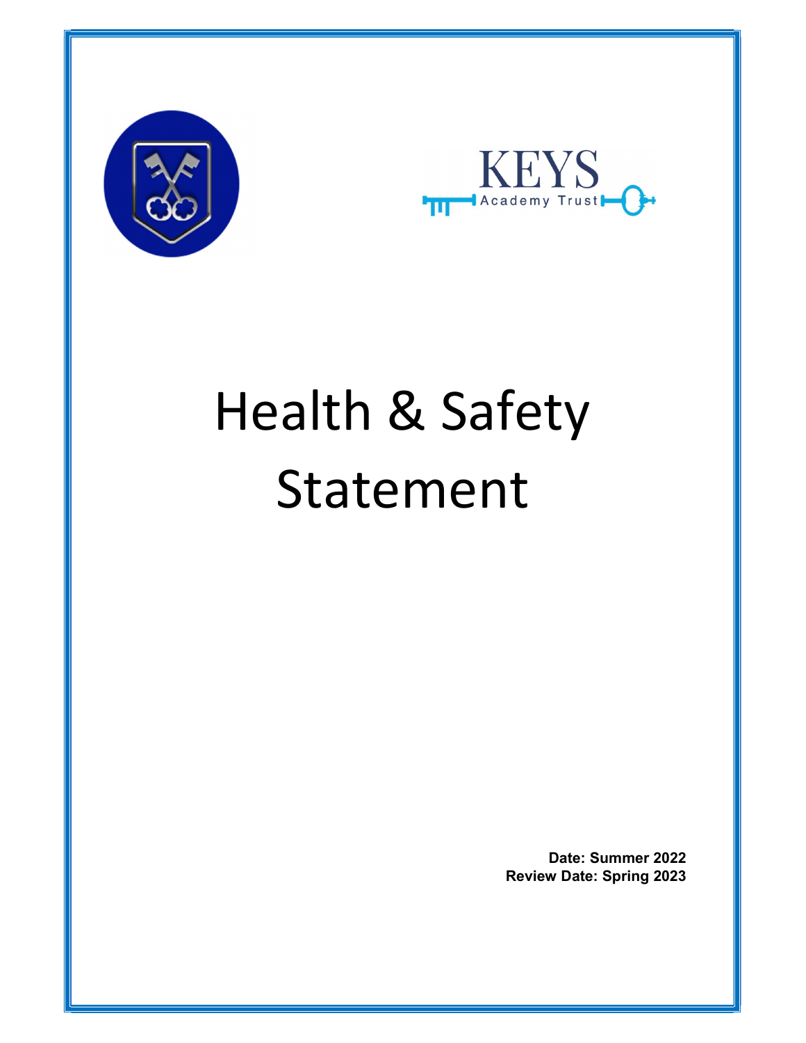KEYS
Academy Trust

# Health & Safety Statement

**Date: Summer 2022**
**Review Date: Spring 2023**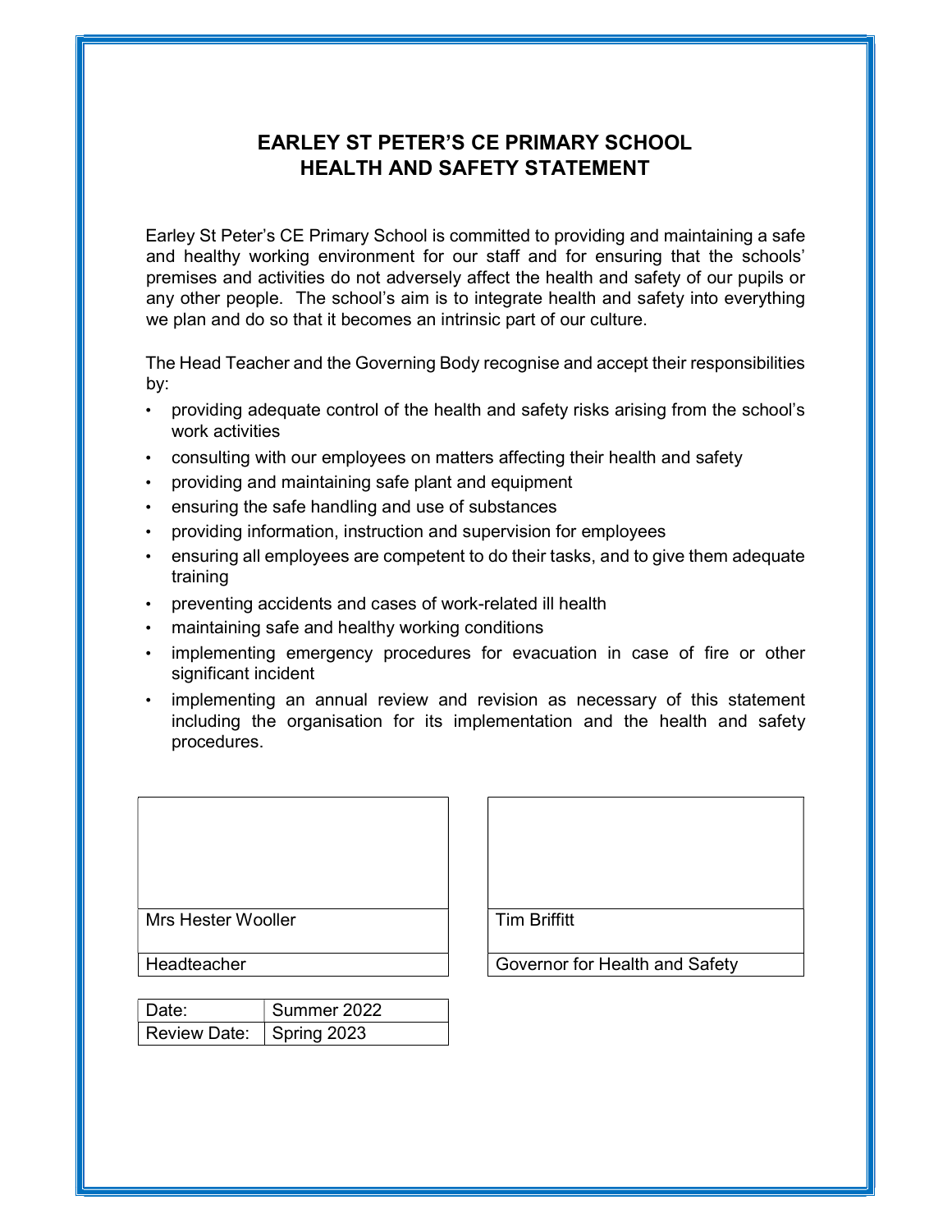# EARLEY ST PETER'S CE PRIMARY SCHOOL
# HEALTH AND SAFETY STATEMENT

Earley St Peter's CE Primary School is committed to providing and maintaining a safe and healthy working environment for our staff and for ensuring that the schools' premises and activities do not adversely affect the health and safety of our pupils or any other people. The school's aim is to integrate health and safety into everything we plan and do so that it becomes an intrinsic part of our culture.

The Head Teacher and the Governing Body recognise and accept their responsibilities by:

- providing adequate control of the health and safety risks arising from the school's work activities
- consulting with our employees on matters affecting their health and safety
- providing and maintaining safe plant and equipment
- ensuring the safe handling and use of substances
- providing information, instruction and supervision for employees
- ensuring all employees are competent to do their tasks, and to give them adequate training
- preventing accidents and cases of work-related ill health
- maintaining safe and healthy working conditions
- implementing emergency procedures for evacuation in case of fire or other significant incident
- implementing an annual review and revision as necessary of this statement including the organisation for its implementation and the health and safety procedures.

| | |
|---|---|
| | |
| Mrs Hester Wooller | Tim Briffitt |
| Headteacher | Governor for Health and Safety |

| Date: | Summer 2022 |
|---|---|
| Review Date: | Spring 2023 |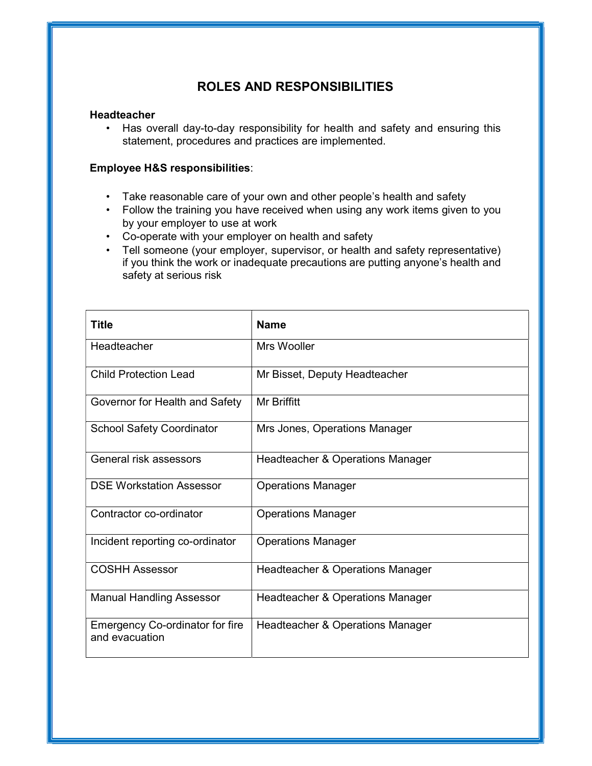## ROLES AND RESPONSIBILITIES

**Headteacher**

- Has overall day-to-day responsibility for health and safety and ensuring this statement, procedures and practices are implemented.

**Employee H&S responsibilities**:

- Take reasonable care of your own and other people's health and safety
- Follow the training you have received when using any work items given to you by your employer to use at work
- Co-operate with your employer on health and safety
- Tell someone (your employer, supervisor, or health and safety representative) if you think the work or inadequate precautions are putting anyone's health and safety at serious risk

| Title | Name |
|---|---|
| Headteacher | Mrs Wooller |
| Child Protection Lead | Mr Bisset, Deputy Headteacher |
| Governor for Health and Safety | Mr Briffitt |
| School Safety Coordinator | Mrs Jones, Operations Manager |
| General risk assessors | Headteacher & Operations Manager |
| DSE Workstation Assessor | Operations Manager |
| Contractor co-ordinator | Operations Manager |
| Incident reporting co-ordinator | Operations Manager |
| COSHH Assessor | Headteacher & Operations Manager |
| Manual Handling Assessor | Headteacher & Operations Manager |
| Emergency Co-ordinator for fire and evacuation | Headteacher & Operations Manager |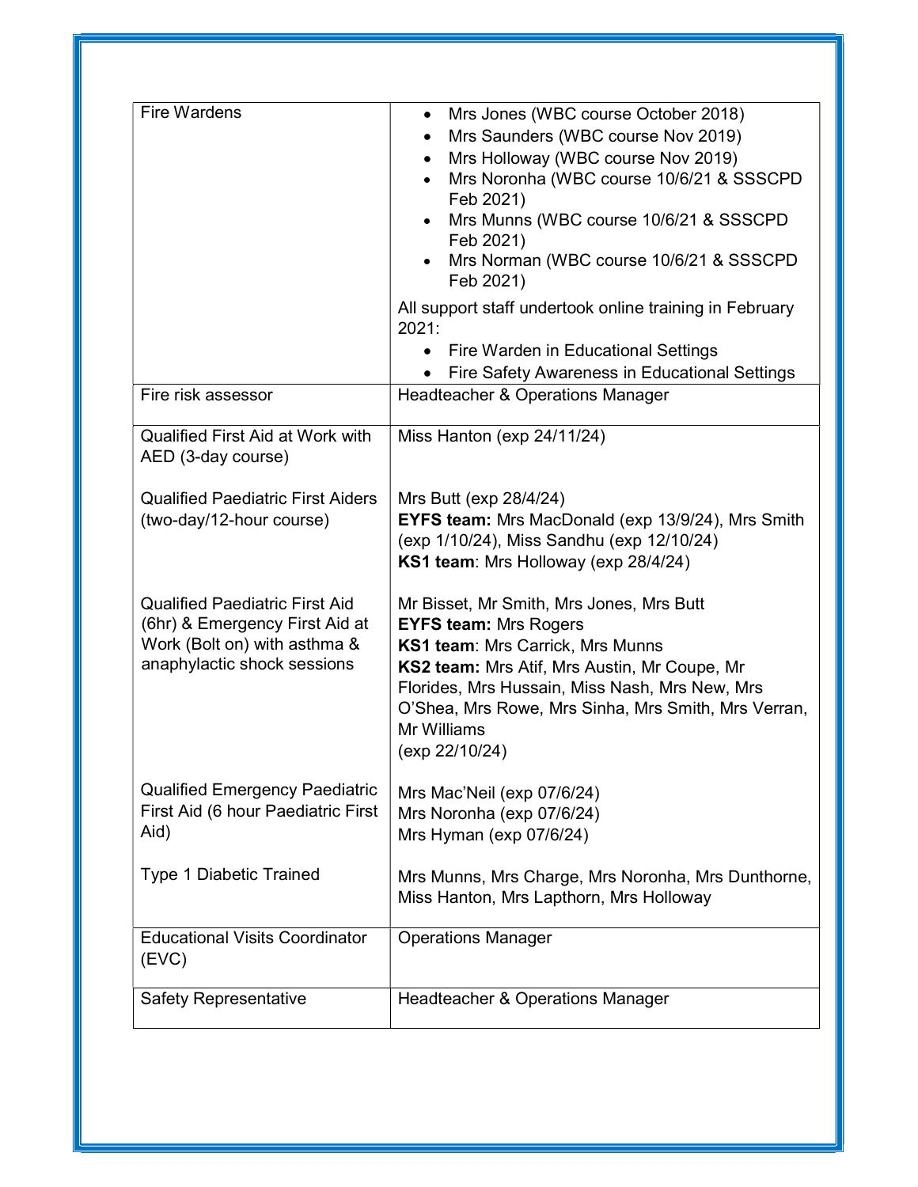| | |
|---|---|
| Fire Wardens | • Mrs Jones (WBC course October 2018)<br>• Mrs Saunders (WBC course Nov 2019)<br>• Mrs Holloway (WBC course Nov 2019)<br>• Mrs Noronha (WBC course 10/6/21 & SSSCPD Feb 2021)<br>• Mrs Munns (WBC course 10/6/21 & SSSCPD Feb 2021)<br>• Mrs Norman (WBC course 10/6/21 & SSSCPD Feb 2021)<br><br>All support staff undertook online training in February 2021:<br>• Fire Warden in Educational Settings<br>• Fire Safety Awareness in Educational Settings |
| Fire risk assessor | Headteacher & Operations Manager |
| Qualified First Aid at Work with AED (3-day course)<br><br>Qualified Paediatric First Aiders (two-day/12-hour course)<br><br>Qualified Paediatric First Aid (6hr) & Emergency First Aid at Work (Bolt on) with asthma & anaphylactic shock sessions<br><br>Qualified Emergency Paediatric First Aid (6 hour Paediatric First Aid)<br><br>Type 1 Diabetic Trained | Miss Hanton (exp 24/11/24)<br><br>Mrs Butt (exp 28/4/24)<br>**EYFS team:** Mrs MacDonald (exp 13/9/24), Mrs Smith (exp 1/10/24), Miss Sandhu (exp 12/10/24)<br>**KS1 team**: Mrs Holloway (exp 28/4/24)<br><br>Mr Bisset, Mr Smith, Mrs Jones, Mrs Butt<br>**EYFS team:** Mrs Rogers<br>**KS1 team**: Mrs Carrick, Mrs Munns<br>**KS2 team:** Mrs Atif, Mrs Austin, Mr Coupe, Mr Florides, Mrs Hussain, Miss Nash, Mrs New, Mrs O'Shea, Mrs Rowe, Mrs Sinha, Mrs Smith, Mrs Verran, Mr Williams<br>(exp 22/10/24)<br><br>Mrs Mac'Neil (exp 07/6/24)<br>Mrs Noronha (exp 07/6/24)<br>Mrs Hyman (exp 07/6/24)<br><br>Mrs Munns, Mrs Charge, Mrs Noronha, Mrs Dunthorne, Miss Hanton, Mrs Lapthorn, Mrs Holloway |
| Educational Visits Coordinator (EVC) | Operations Manager |
| Safety Representative | Headteacher & Operations Manager |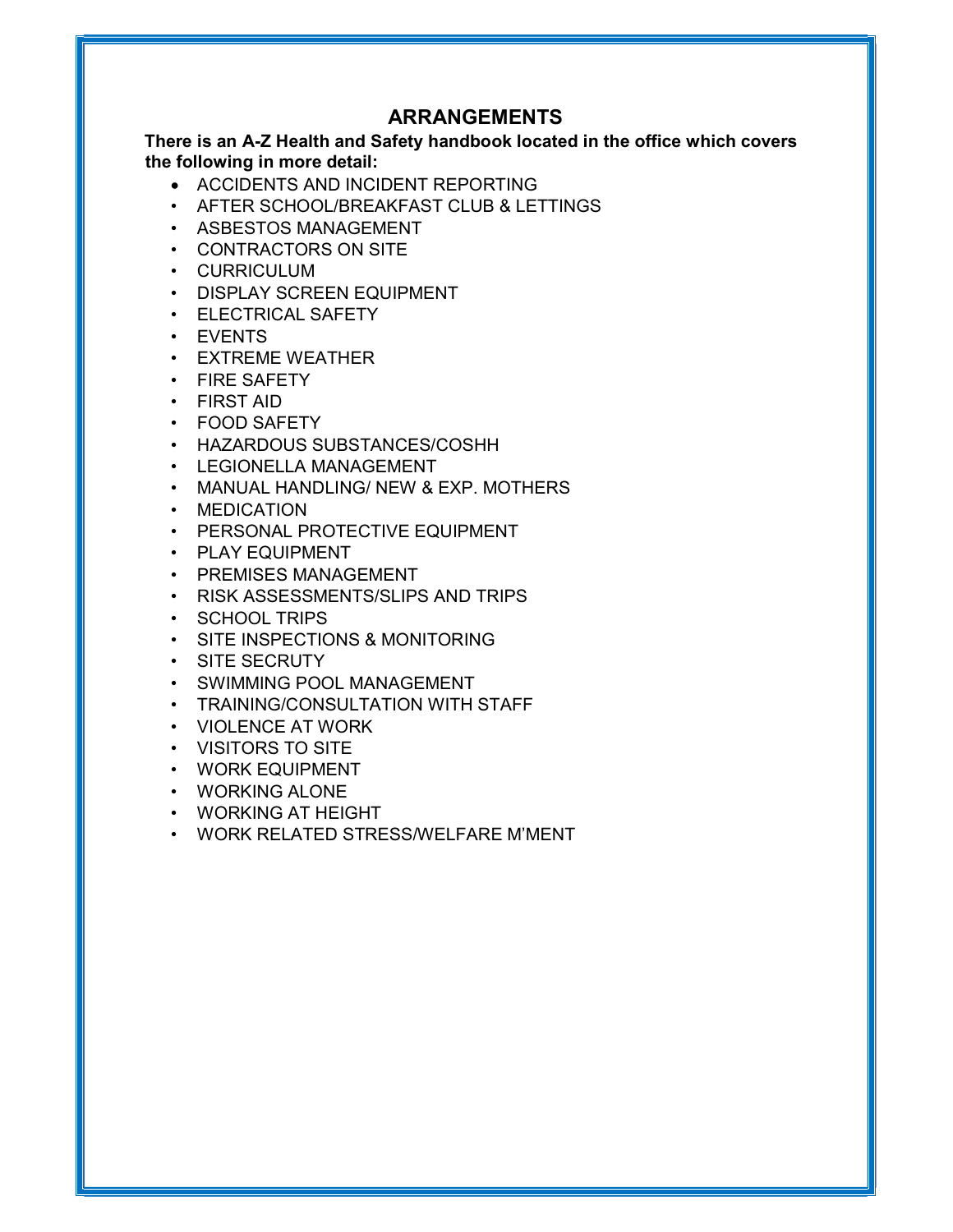## ARRANGEMENTS

**There is an A-Z Health and Safety handbook located in the office which covers the following in more detail:**

- ACCIDENTS AND INCIDENT REPORTING
- AFTER SCHOOL/BREAKFAST CLUB & LETTINGS
- ASBESTOS MANAGEMENT
- CONTRACTORS ON SITE
- CURRICULUM
- DISPLAY SCREEN EQUIPMENT
- ELECTRICAL SAFETY
- EVENTS
- EXTREME WEATHER
- FIRE SAFETY
- FIRST AID
- FOOD SAFETY
- HAZARDOUS SUBSTANCES/COSHH
- LEGIONELLA MANAGEMENT
- MANUAL HANDLING/ NEW & EXP. MOTHERS
- MEDICATION
- PERSONAL PROTECTIVE EQUIPMENT
- PLAY EQUIPMENT
- PREMISES MANAGEMENT
- RISK ASSESSMENTS/SLIPS AND TRIPS
- SCHOOL TRIPS
- SITE INSPECTIONS & MONITORING
- SITE SECRUTY
- SWIMMING POOL MANAGEMENT
- TRAINING/CONSULTATION WITH STAFF
- VIOLENCE AT WORK
- VISITORS TO SITE
- WORK EQUIPMENT
- WORKING ALONE
- WORKING AT HEIGHT
- WORK RELATED STRESS/WELFARE M'MENT